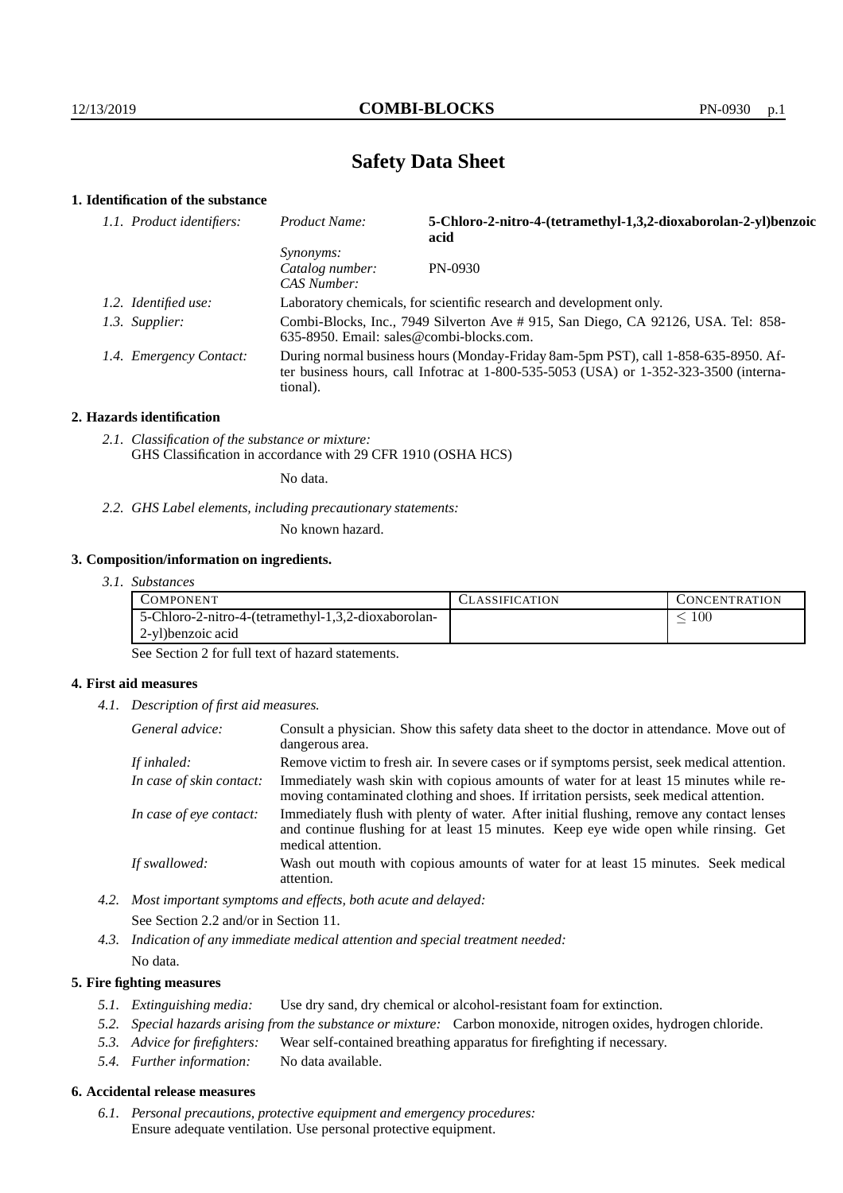# Safety Data Sheet

## 1. Identification of the substance

| | | |
|---|---|---|
| *1.1. Product identifiers:* | *Product Name:* | **5-Chloro-2-nitro-4-(tetramethyl-1,3,2-dioxaborolan-2-yl)benzoic acid** |
| | *Synonyms:* | |
| | *Catalog number:* | PN-0930 |
| | *CAS Number:* | |
| *1.2. Identified use:* | Laboratory chemicals, for scientific research and development only. | |
| *1.3. Supplier:* | Combi-Blocks, Inc., 7949 Silverton Ave # 915, San Diego, CA 92126, USA. Tel: 858-635-8950. Email: sales@combi-blocks.com. | |
| *1.4. Emergency Contact:* | During normal business hours (Monday-Friday 8am-5pm PST), call 1-858-635-8950. After business hours, call Infotrac at 1-800-535-5053 (USA) or 1-352-323-3500 (international). | |

## 2. Hazards identification

*2.1. Classification of the substance or mixture:*
GHS Classification in accordance with 29 CFR 1910 (OSHA HCS)

No data.

*2.2. GHS Label elements, including precautionary statements:*

No known hazard.

## 3. Composition/information on ingredients.

*3.1. Substances*

| COMPONENT | CLASSIFICATION | CONCENTRATION |
|---|---|---|
| 5-Chloro-2-nitro-4-(tetramethyl-1,3,2-dioxaborolan-2-yl)benzoic acid | | $\leq 100$ |

See Section 2 for full text of hazard statements.

## 4. First aid measures

*4.1. Description of first aid measures.*

| | |
|---|---|
| *General advice:* | Consult a physician. Show this safety data sheet to the doctor in attendance. Move out of dangerous area. |
| *If inhaled:* | Remove victim to fresh air. In severe cases or if symptoms persist, seek medical attention. |
| *In case of skin contact:* | Immediately wash skin with copious amounts of water for at least 15 minutes while removing contaminated clothing and shoes. If irritation persists, seek medical attention. |
| *In case of eye contact:* | Immediately flush with plenty of water. After initial flushing, remove any contact lenses and continue flushing for at least 15 minutes. Keep eye wide open while rinsing. Get medical attention. |
| *If swallowed:* | Wash out mouth with copious amounts of water for at least 15 minutes. Seek medical attention. |

*4.2. Most important symptoms and effects, both acute and delayed:*

See Section 2.2 and/or in Section 11.

*4.3. Indication of any immediate medical attention and special treatment needed:*

No data.

## 5. Fire fighting measures

*5.1. Extinguishing media:* Use dry sand, dry chemical or alcohol-resistant foam for extinction.

*5.2. Special hazards arising from the substance or mixture:* Carbon monoxide, nitrogen oxides, hydrogen chloride.

*5.3. Advice for firefighters:* Wear self-contained breathing apparatus for firefighting if necessary.

*5.4. Further information:* No data available.

## 6. Accidental release measures

*6.1. Personal precautions, protective equipment and emergency procedures:*
Ensure adequate ventilation. Use personal protective equipment.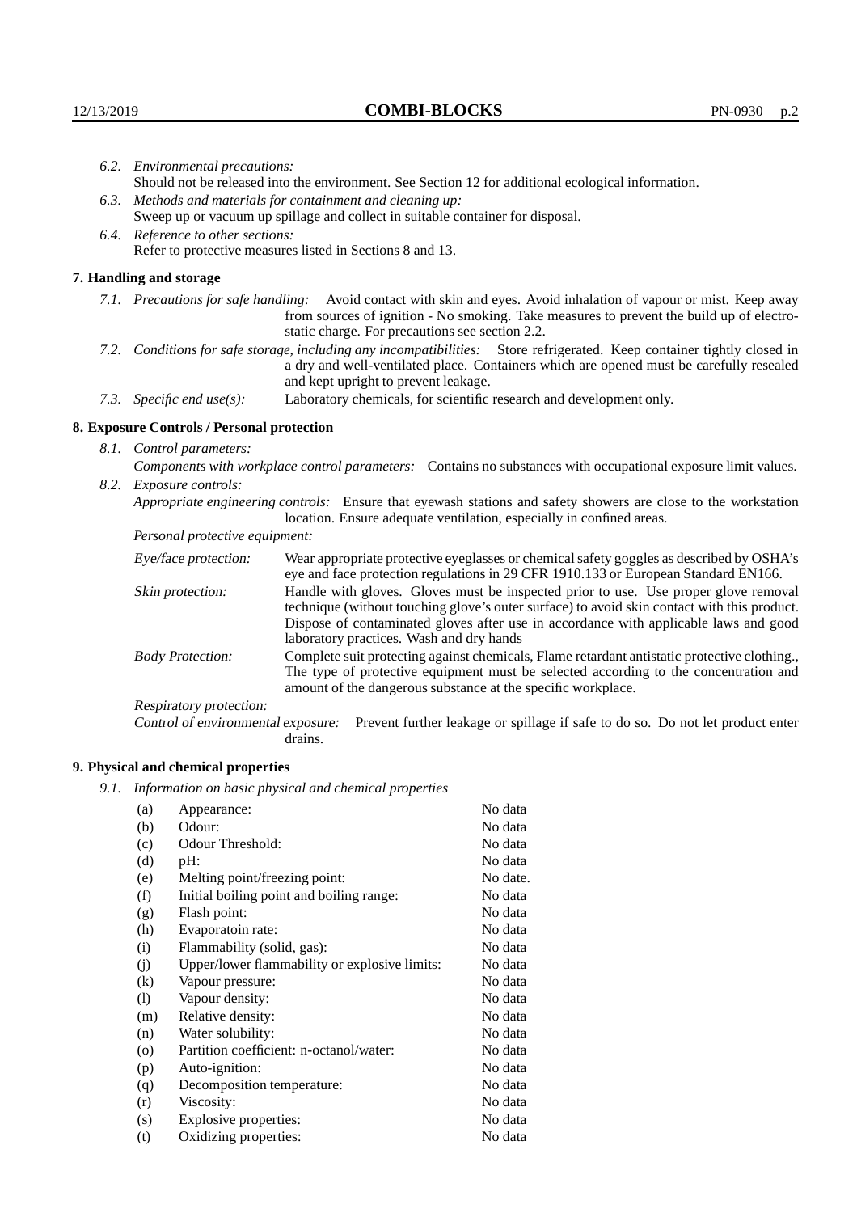*6.2. Environmental precautions:*
Should not be released into the environment. See Section 12 for additional ecological information.

*6.3. Methods and materials for containment and cleaning up:*
Sweep up or vacuum up spillage and collect in suitable container for disposal.

*6.4. Reference to other sections:*
Refer to protective measures listed in Sections 8 and 13.

## 7. Handling and storage

*7.1. Precautions for safe handling:* Avoid contact with skin and eyes. Avoid inhalation of vapour or mist. Keep away from sources of ignition - No smoking. Take measures to prevent the build up of electrostatic charge. For precautions see section 2.2.

*7.2. Conditions for safe storage, including any incompatibilities:* Store refrigerated. Keep container tightly closed in a dry and well-ventilated place. Containers which are opened must be carefully resealed and kept upright to prevent leakage.

*7.3. Specific end use(s):* Laboratory chemicals, for scientific research and development only.

## 8. Exposure Controls / Personal protection

*8.1. Control parameters:*
*Components with workplace control parameters:* Contains no substances with occupational exposure limit values.

*8.2. Exposure controls:*
*Appropriate engineering controls:* Ensure that eyewash stations and safety showers are close to the workstation location. Ensure adequate ventilation, especially in confined areas.

*Personal protective equipment:*

*Eye/face protection:* Wear appropriate protective eyeglasses or chemical safety goggles as described by OSHA's eye and face protection regulations in 29 CFR 1910.133 or European Standard EN166.

*Skin protection:* Handle with gloves. Gloves must be inspected prior to use. Use proper glove removal technique (without touching glove's outer surface) to avoid skin contact with this product. Dispose of contaminated gloves after use in accordance with applicable laws and good laboratory practices. Wash and dry hands

*Body Protection:* Complete suit protecting against chemicals, Flame retardant antistatic protective clothing., The type of protective equipment must be selected according to the concentration and amount of the dangerous substance at the specific workplace.

*Respiratory protection:*

*Control of environmental exposure:* Prevent further leakage or spillage if safe to do so. Do not let product enter drains.

## 9. Physical and chemical properties

*9.1. Information on basic physical and chemical properties*

| | | |
|---|---|---|
| (a) | Appearance: | No data |
| (b) | Odour: | No data |
| (c) | Odour Threshold: | No data |
| (d) | pH: | No data |
| (e) | Melting point/freezing point: | No date. |
| (f) | Initial boiling point and boiling range: | No data |
| (g) | Flash point: | No data |
| (h) | Evaporatoin rate: | No data |
| (i) | Flammability (solid, gas): | No data |
| (j) | Upper/lower flammability or explosive limits: | No data |
| (k) | Vapour pressure: | No data |
| (l) | Vapour density: | No data |
| (m) | Relative density: | No data |
| (n) | Water solubility: | No data |
| (o) | Partition coefficient: n-octanol/water: | No data |
| (p) | Auto-ignition: | No data |
| (q) | Decomposition temperature: | No data |
| (r) | Viscosity: | No data |
| (s) | Explosive properties: | No data |
| (t) | Oxidizing properties: | No data |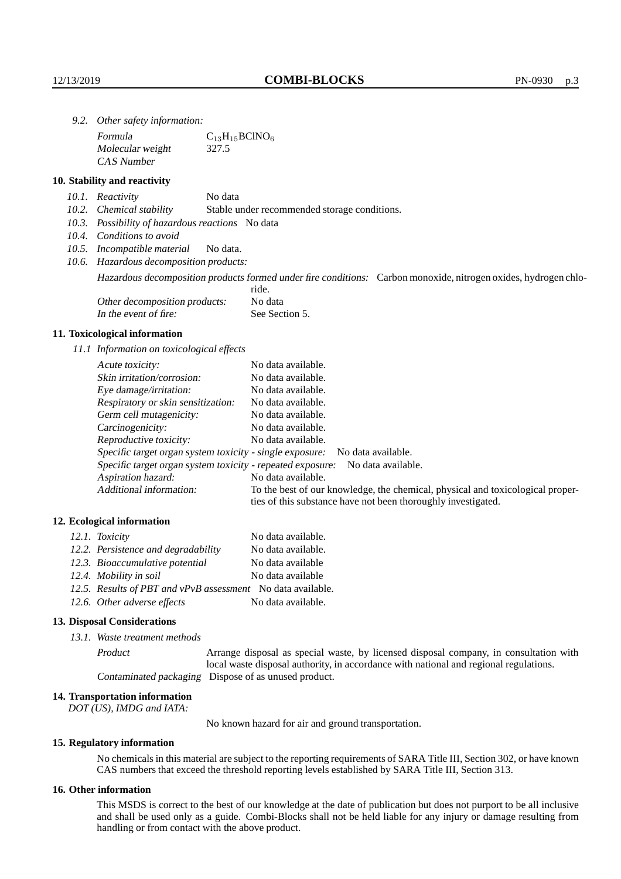*9.2. Other safety information:*

| | |
|---|---|
| *Formula* | $C_{13}H_{15}BClNO_6$ |
| *Molecular weight* | 327.5 |
| *CAS Number* | |

## 10. Stability and reactivity

*10.1. Reactivity* No data

*10.2. Chemical stability* Stable under recommended storage conditions.

*10.3. Possibility of hazardous reactions* No data

*10.4. Conditions to avoid*

*10.5. Incompatible material* No data.

*10.6. Hazardous decomposition products:*

*Hazardous decomposition products formed under fire conditions:* Carbon monoxide, nitrogen oxides, hydrogen chloride.

| | |
|---|---|
| *Other decomposition products:* | No data |
| *In the event of fire:* | See Section 5. |

## 11. Toxicological information

*11.1 Information on toxicological effects*

| | |
|---|---|
| *Acute toxicity:* | No data available. |
| *Skin irritation/corrosion:* | No data available. |
| *Eye damage/irritation:* | No data available. |
| *Respiratory or skin sensitization:* | No data available. |
| *Germ cell mutagenicity:* | No data available. |
| *Carcinogenicity:* | No data available. |
| *Reproductive toxicity:* | No data available. |
| *Specific target organ system toxicity - single exposure:* | No data available. |
| *Specific target organ system toxicity - repeated exposure:* | No data available. |
| *Aspiration hazard:* | No data available. |
| *Additional information:* | To the best of our knowledge, the chemical, physical and toxicological properties of this substance have not been thoroughly investigated. |

## 12. Ecological information

| | |
|---|---|
| *12.1. Toxicity* | No data available. |
| *12.2. Persistence and degradability* | No data available. |
| *12.3. Bioaccumulative potential* | No data available |
| *12.4. Mobility in soil* | No data available |
| *12.5. Results of PBT and vPvB assessment* | No data available. |
| *12.6. Other adverse effects* | No data available. |

## 13. Disposal Considerations

*13.1. Waste treatment methods*

| | |
|---|---|
| *Product* | Arrange disposal as special waste, by licensed disposal company, in consultation with local waste disposal authority, in accordance with national and regional regulations. |
| *Contaminated packaging* | Dispose of as unused product. |

## 14. Transportation information

*DOT (US), IMDG and IATA:*

No known hazard for air and ground transportation.

## 15. Regulatory information

No chemicals in this material are subject to the reporting requirements of SARA Title III, Section 302, or have known CAS numbers that exceed the threshold reporting levels established by SARA Title III, Section 313.

## 16. Other information

This MSDS is correct to the best of our knowledge at the date of publication but does not purport to be all inclusive and shall be used only as a guide. Combi-Blocks shall not be held liable for any injury or damage resulting from handling or from contact with the above product.